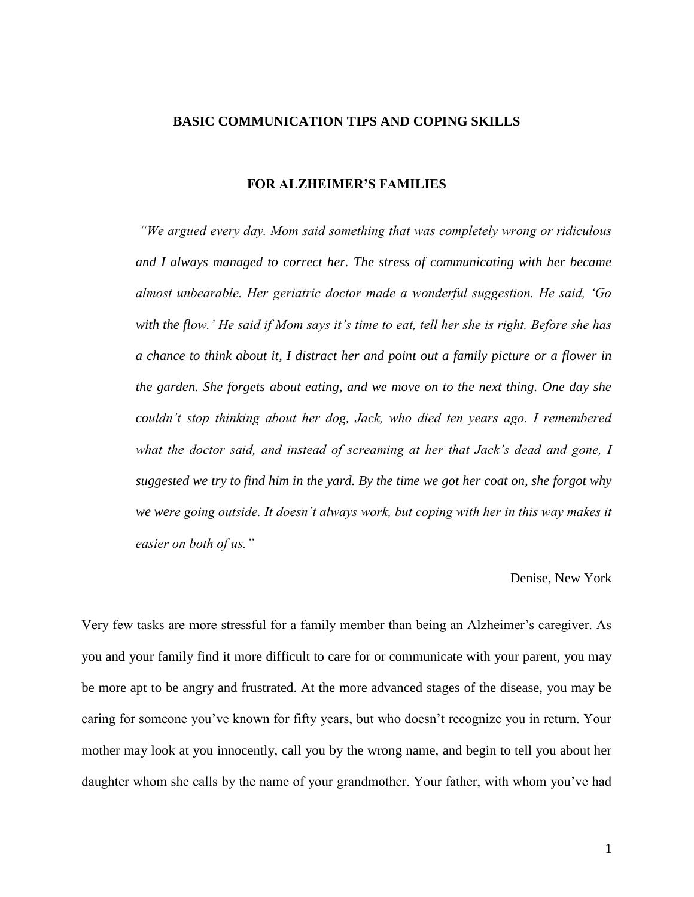# BASIC COMMUNICATION TIPS AND COPING SKILLS

## FOR ALZHEIMER'S FAMILIES

> *"We argued every day. Mom said something that was completely wrong or ridiculous and I always managed to correct her. The stress of communicating with her became almost unbearable. Her geriatric doctor made a wonderful suggestion. He said, 'Go with the flow.' He said if Mom says it's time to eat, tell her she is right. Before she has a chance to think about it, I distract her and point out a family picture or a flower in the garden. She forgets about eating, and we move on to the next thing. One day she couldn't stop thinking about her dog, Jack, who died ten years ago. I remembered what the doctor said, and instead of screaming at her that Jack's dead and gone, I suggested we try to find him in the yard. By the time we got her coat on, she forgot why we were going outside. It doesn't always work, but coping with her in this way makes it easier on both of us."*
>
> Denise, New York

Very few tasks are more stressful for a family member than being an Alzheimer's caregiver. As you and your family find it more difficult to care for or communicate with your parent, you may be more apt to be angry and frustrated. At the more advanced stages of the disease, you may be caring for someone you've known for fifty years, but who doesn't recognize you in return. Your mother may look at you innocently, call you by the wrong name, and begin to tell you about her daughter whom she calls by the name of your grandmother. Your father, with whom you've had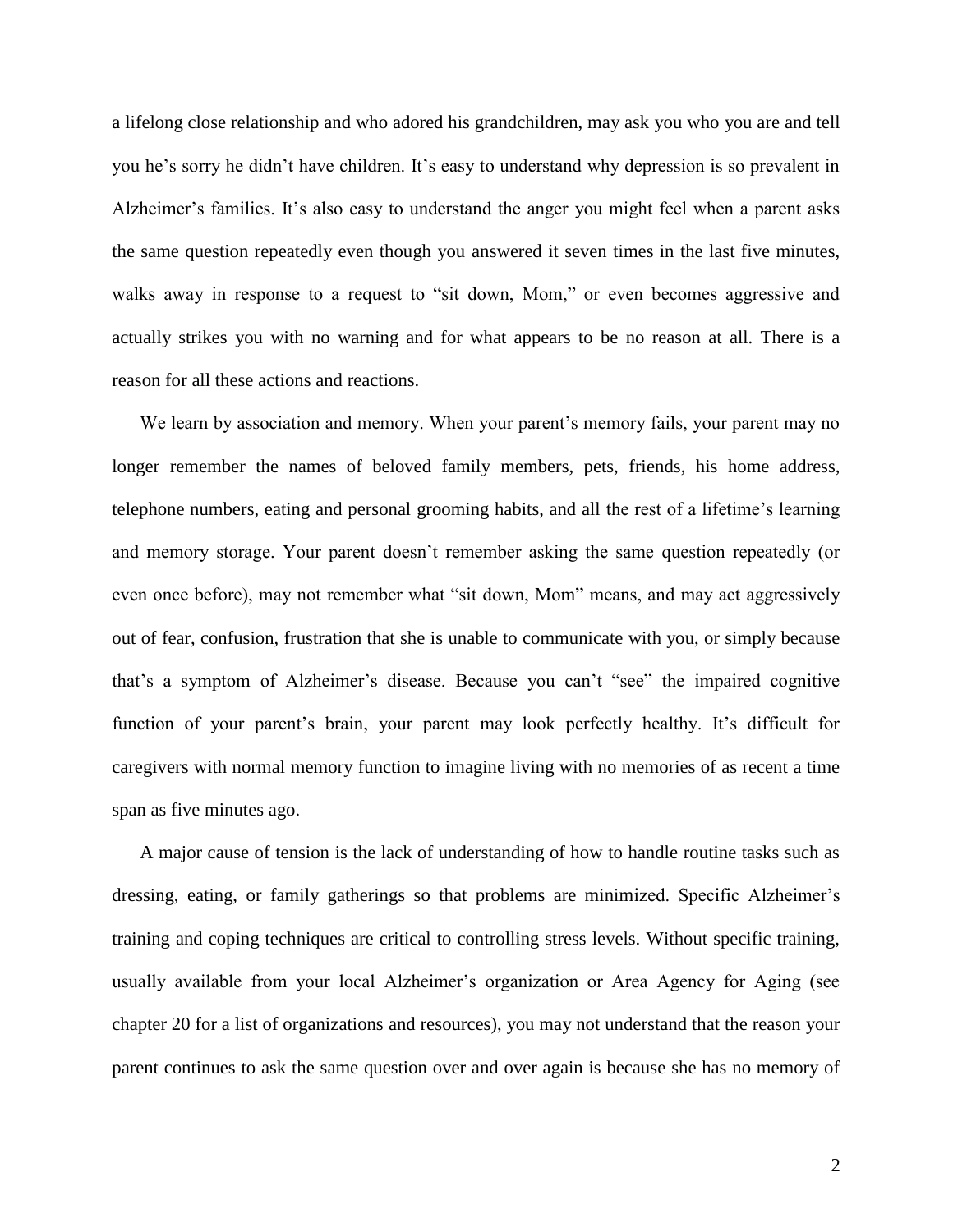a lifelong close relationship and who adored his grandchildren, may ask you who you are and tell you he's sorry he didn't have children. It's easy to understand why depression is so prevalent in Alzheimer's families. It's also easy to understand the anger you might feel when a parent asks the same question repeatedly even though you answered it seven times in the last five minutes, walks away in response to a request to "sit down, Mom," or even becomes aggressive and actually strikes you with no warning and for what appears to be no reason at all. There is a reason for all these actions and reactions.

We learn by association and memory. When your parent's memory fails, your parent may no longer remember the names of beloved family members, pets, friends, his home address, telephone numbers, eating and personal grooming habits, and all the rest of a lifetime's learning and memory storage. Your parent doesn't remember asking the same question repeatedly (or even once before), may not remember what "sit down, Mom" means, and may act aggressively out of fear, confusion, frustration that she is unable to communicate with you, or simply because that's a symptom of Alzheimer's disease. Because you can't "see" the impaired cognitive function of your parent's brain, your parent may look perfectly healthy. It's difficult for caregivers with normal memory function to imagine living with no memories of as recent a time span as five minutes ago.

A major cause of tension is the lack of understanding of how to handle routine tasks such as dressing, eating, or family gatherings so that problems are minimized. Specific Alzheimer's training and coping techniques are critical to controlling stress levels. Without specific training, usually available from your local Alzheimer's organization or Area Agency for Aging (see chapter 20 for a list of organizations and resources), you may not understand that the reason your parent continues to ask the same question over and over again is because she has no memory of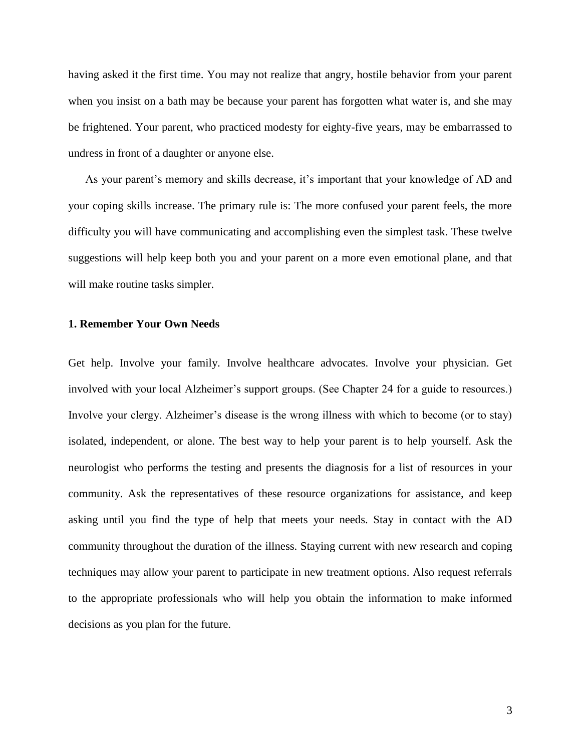having asked it the first time. You may not realize that angry, hostile behavior from your parent when you insist on a bath may be because your parent has forgotten what water is, and she may be frightened. Your parent, who practiced modesty for eighty-five years, may be embarrassed to undress in front of a daughter or anyone else.

As your parent's memory and skills decrease, it's important that your knowledge of AD and your coping skills increase. The primary rule is: The more confused your parent feels, the more difficulty you will have communicating and accomplishing even the simplest task. These twelve suggestions will help keep both you and your parent on a more even emotional plane, and that will make routine tasks simpler.

**1. Remember Your Own Needs**

Get help. Involve your family. Involve healthcare advocates. Involve your physician. Get involved with your local Alzheimer's support groups. (See Chapter 24 for a guide to resources.) Involve your clergy. Alzheimer's disease is the wrong illness with which to become (or to stay) isolated, independent, or alone. The best way to help your parent is to help yourself. Ask the neurologist who performs the testing and presents the diagnosis for a list of resources in your community. Ask the representatives of these resource organizations for assistance, and keep asking until you find the type of help that meets your needs. Stay in contact with the AD community throughout the duration of the illness. Staying current with new research and coping techniques may allow your parent to participate in new treatment options. Also request referrals to the appropriate professionals who will help you obtain the information to make informed decisions as you plan for the future.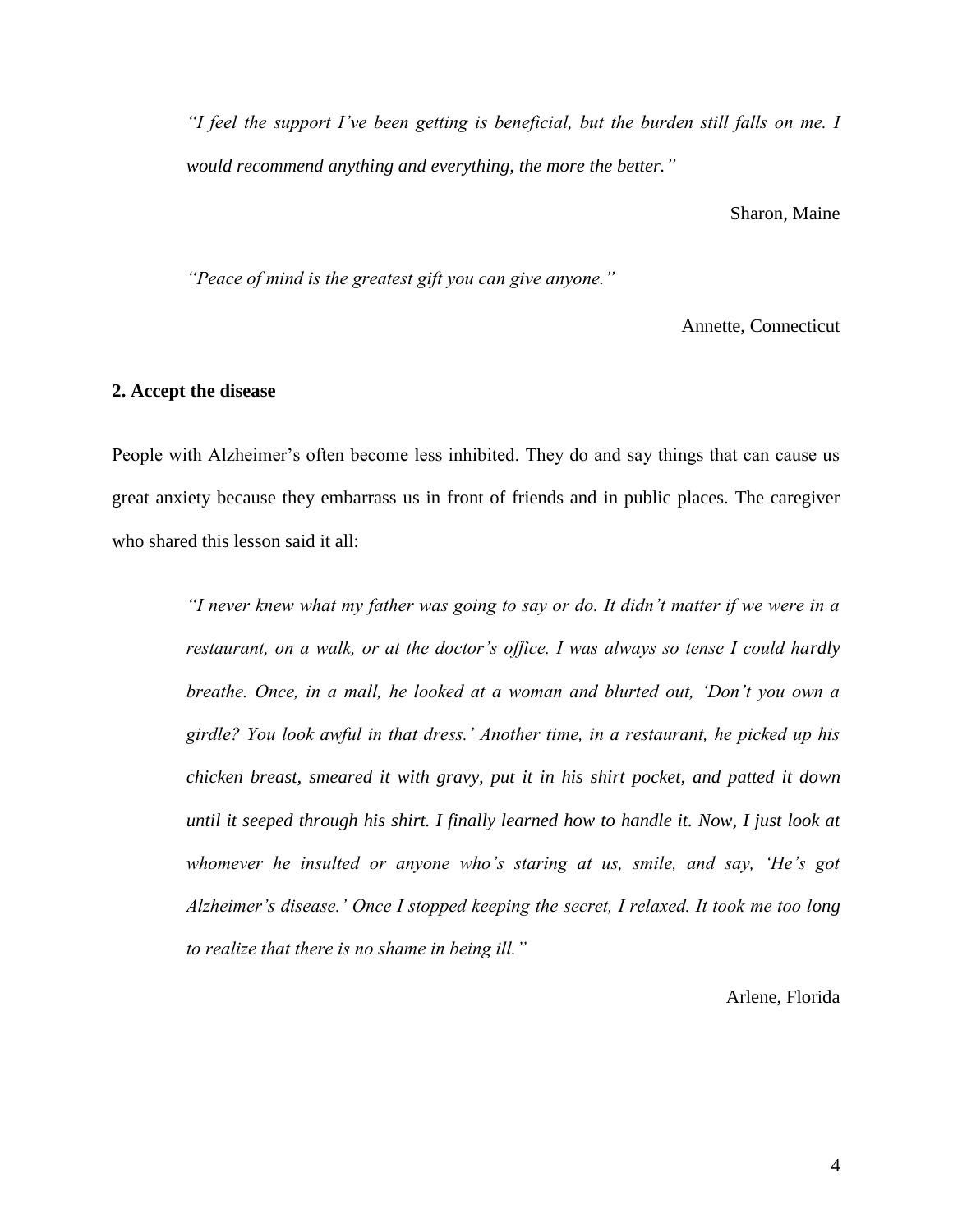*"I feel the support I've been getting is beneficial, but the burden still falls on me. I would recommend anything and everything, the more the better."*

Sharon, Maine

*"Peace of mind is the greatest gift you can give anyone."*

Annette, Connecticut

**2. Accept the disease**

People with Alzheimer's often become less inhibited. They do and say things that can cause us great anxiety because they embarrass us in front of friends and in public places. The caregiver who shared this lesson said it all:

*"I never knew what my father was going to say or do. It didn't matter if we were in a restaurant, on a walk, or at the doctor's office. I was always so tense I could hardly breathe. Once, in a mall, he looked at a woman and blurted out, 'Don't you own a girdle? You look awful in that dress.' Another time, in a restaurant, he picked up his chicken breast, smeared it with gravy, put it in his shirt pocket, and patted it down until it seeped through his shirt. I finally learned how to handle it. Now, I just look at whomever he insulted or anyone who's staring at us, smile, and say, 'He's got Alzheimer's disease.' Once I stopped keeping the secret, I relaxed. It took me too long to realize that there is no shame in being ill."*

Arlene, Florida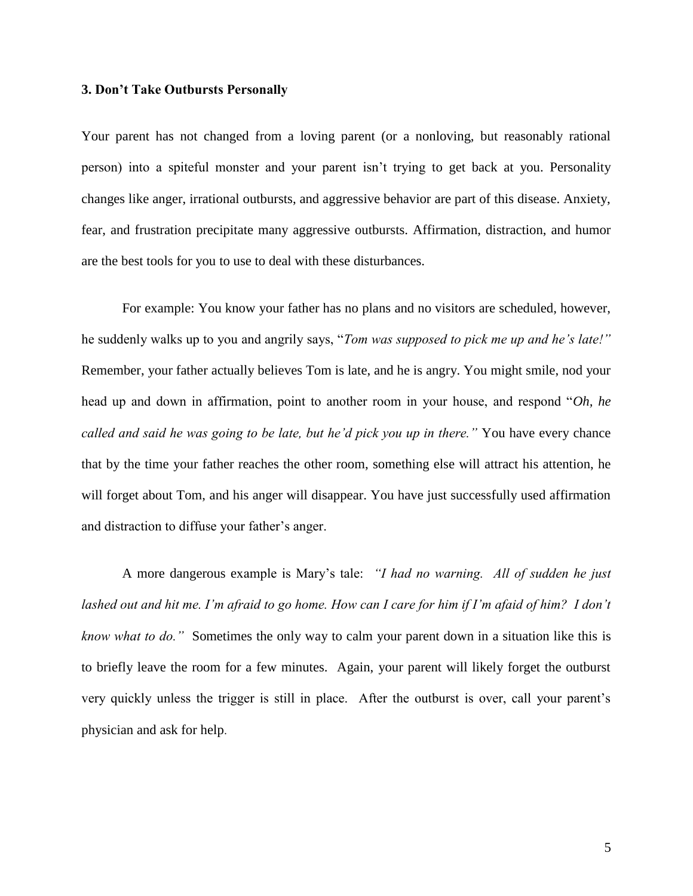### 3. Don't Take Outbursts Personally

Your parent has not changed from a loving parent (or a nonloving, but reasonably rational person) into a spiteful monster and your parent isn't trying to get back at you. Personality changes like anger, irrational outbursts, and aggressive behavior are part of this disease. Anxiety, fear, and frustration precipitate many aggressive outbursts. Affirmation, distraction, and humor are the best tools for you to use to deal with these disturbances.

For example: You know your father has no plans and no visitors are scheduled, however, he suddenly walks up to you and angrily says, "*Tom was supposed to pick me up and he's late!*" Remember, your father actually believes Tom is late, and he is angry. You might smile, nod your head up and down in affirmation, point to another room in your house, and respond "*Oh, he called and said he was going to be late, but he'd pick you up in there.*" You have every chance that by the time your father reaches the other room, something else will attract his attention, he will forget about Tom, and his anger will disappear. You have just successfully used affirmation and distraction to diffuse your father's anger.

A more dangerous example is Mary's tale: *"I had no warning. All of sudden he just lashed out and hit me. I'm afraid to go home. How can I care for him if I'm afaid of him? I don't know what to do."* Sometimes the only way to calm your parent down in a situation like this is to briefly leave the room for a few minutes. Again, your parent will likely forget the outburst very quickly unless the trigger is still in place. After the outburst is over, call your parent's physician and ask for help.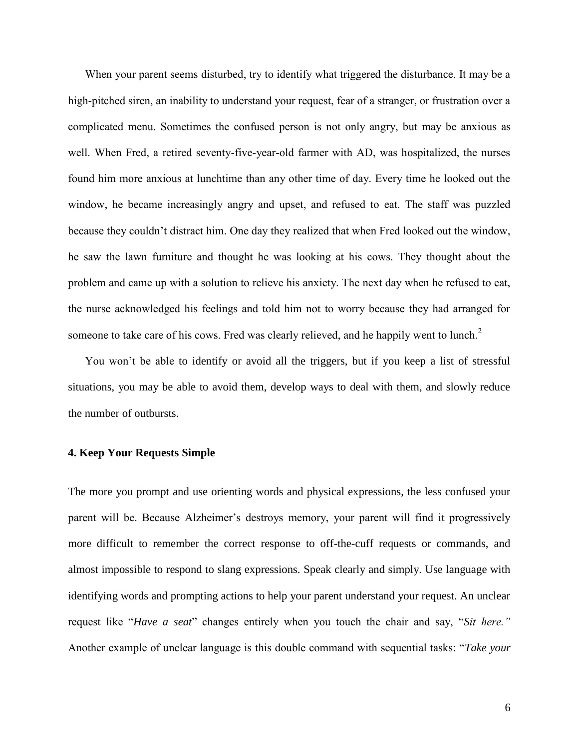When your parent seems disturbed, try to identify what triggered the disturbance. It may be a high-pitched siren, an inability to understand your request, fear of a stranger, or frustration over a complicated menu. Sometimes the confused person is not only angry, but may be anxious as well. When Fred, a retired seventy-five-year-old farmer with AD, was hospitalized, the nurses found him more anxious at lunchtime than any other time of day. Every time he looked out the window, he became increasingly angry and upset, and refused to eat. The staff was puzzled because they couldn't distract him. One day they realized that when Fred looked out the window, he saw the lawn furniture and thought he was looking at his cows. They thought about the problem and came up with a solution to relieve his anxiety. The next day when he refused to eat, the nurse acknowledged his feelings and told him not to worry because they had arranged for someone to take care of his cows. Fred was clearly relieved, and he happily went to lunch.[2]

You won't be able to identify or avoid all the triggers, but if you keep a list of stressful situations, you may be able to avoid them, develop ways to deal with them, and slowly reduce the number of outbursts.

#### 4. Keep Your Requests Simple

The more you prompt and use orienting words and physical expressions, the less confused your parent will be. Because Alzheimer's destroys memory, your parent will find it progressively more difficult to remember the correct response to off-the-cuff requests or commands, and almost impossible to respond to slang expressions. Speak clearly and simply. Use language with identifying words and prompting actions to help your parent understand your request. An unclear request like "*Have a seat*" changes entirely when you touch the chair and say, "*Sit here.*" Another example of unclear language is this double command with sequential tasks: "*Take your*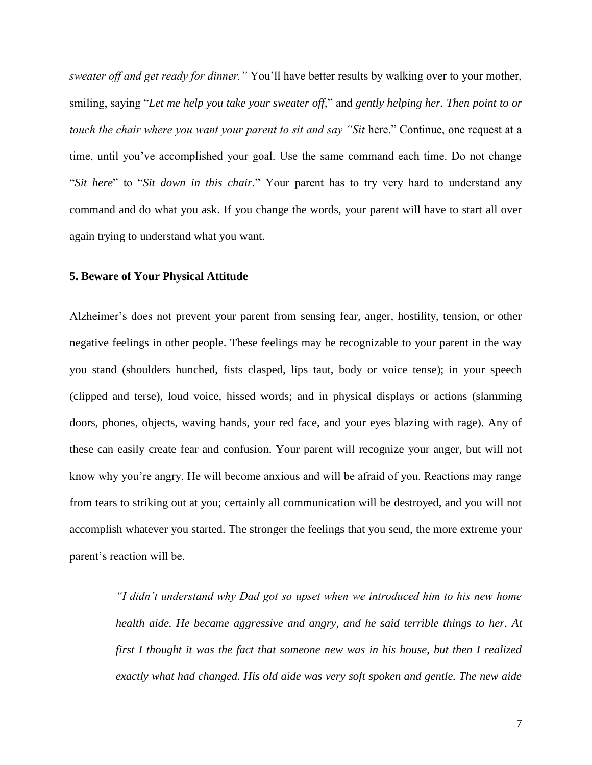*sweater off and get ready for dinner."* You'll have better results by walking over to your mother, smiling, saying "*Let me help you take your sweater off*," and *gently helping her. Then point to or touch the chair where you want your parent to sit and say "Sit* here." Continue, one request at a time, until you've accomplished your goal. Use the same command each time. Do not change "*Sit here*" to "*Sit down in this chair*." Your parent has to try very hard to understand any command and do what you ask. If you change the words, your parent will have to start all over again trying to understand what you want.

**5. Beware of Your Physical Attitude**

Alzheimer's does not prevent your parent from sensing fear, anger, hostility, tension, or other negative feelings in other people. These feelings may be recognizable to your parent in the way you stand (shoulders hunched, fists clasped, lips taut, body or voice tense); in your speech (clipped and terse), loud voice, hissed words; and in physical displays or actions (slamming doors, phones, objects, waving hands, your red face, and your eyes blazing with rage). Any of these can easily create fear and confusion. Your parent will recognize your anger, but will not know why you're angry. He will become anxious and will be afraid of you. Reactions may range from tears to striking out at you; certainly all communication will be destroyed, and you will not accomplish whatever you started. The stronger the feelings that you send, the more extreme your parent's reaction will be.

> *"I didn't understand why Dad got so upset when we introduced him to his new home health aide. He became aggressive and angry, and he said terrible things to her. At first I thought it was the fact that someone new was in his house, but then I realized exactly what had changed. His old aide was very soft spoken and gentle. The new aide*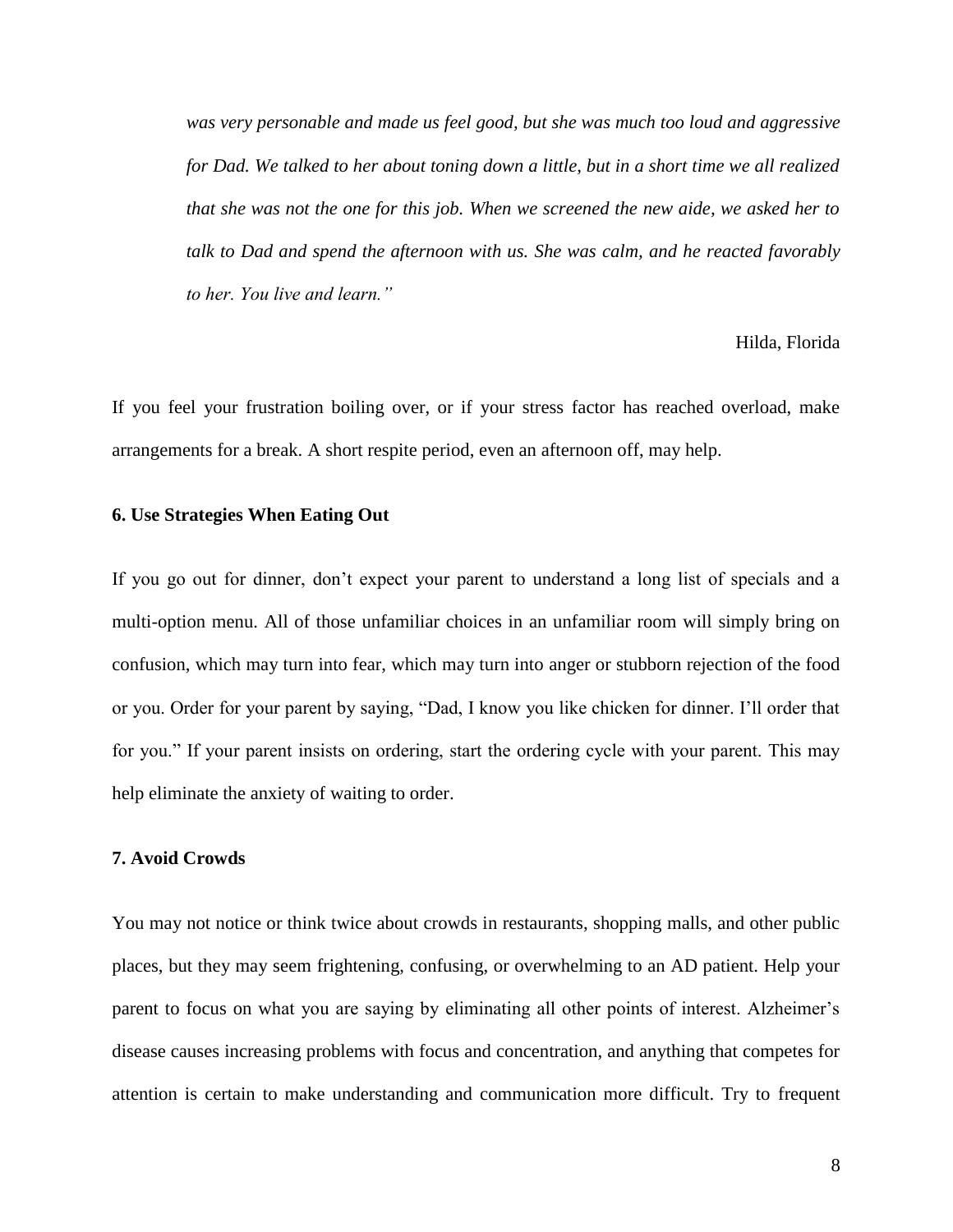*was very personable and made us feel good, but she was much too loud and aggressive for Dad. We talked to her about toning down a little, but in a short time we all realized that she was not the one for this job. When we screened the new aide, we asked her to talk to Dad and spend the afternoon with us. She was calm, and he reacted favorably to her. You live and learn."*

Hilda, Florida

If you feel your frustration boiling over, or if your stress factor has reached overload, make arrangements for a break. A short respite period, even an afternoon off, may help.

**6. Use Strategies When Eating Out**

If you go out for dinner, don't expect your parent to understand a long list of specials and a multi-option menu. All of those unfamiliar choices in an unfamiliar room will simply bring on confusion, which may turn into fear, which may turn into anger or stubborn rejection of the food or you. Order for your parent by saying, "Dad, I know you like chicken for dinner. I'll order that for you." If your parent insists on ordering, start the ordering cycle with your parent. This may help eliminate the anxiety of waiting to order.

**7. Avoid Crowds**

You may not notice or think twice about crowds in restaurants, shopping malls, and other public places, but they may seem frightening, confusing, or overwhelming to an AD patient. Help your parent to focus on what you are saying by eliminating all other points of interest. Alzheimer's disease causes increasing problems with focus and concentration, and anything that competes for attention is certain to make understanding and communication more difficult. Try to frequent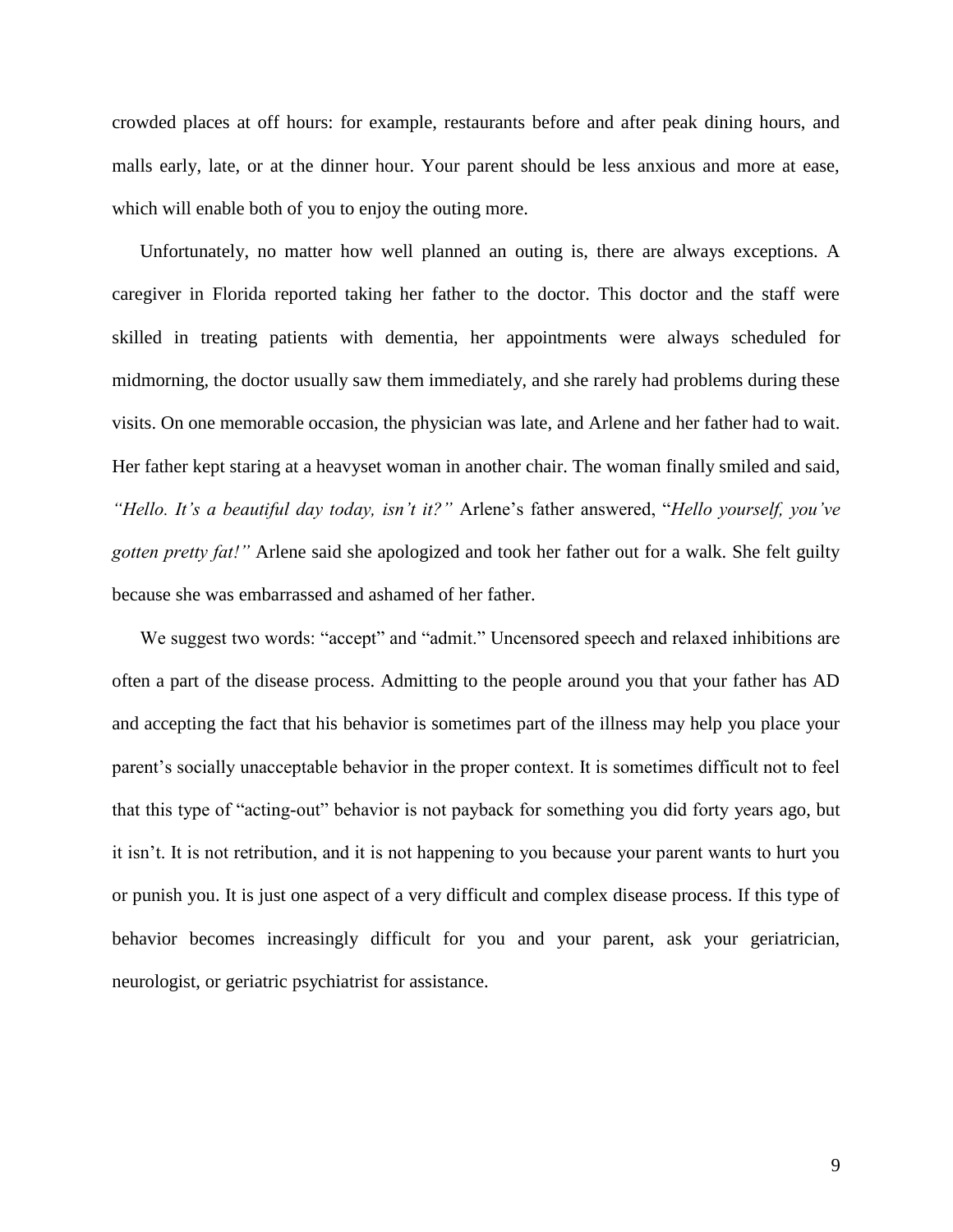crowded places at off hours: for example, restaurants before and after peak dining hours, and malls early, late, or at the dinner hour. Your parent should be less anxious and more at ease, which will enable both of you to enjoy the outing more.

Unfortunately, no matter how well planned an outing is, there are always exceptions. A caregiver in Florida reported taking her father to the doctor. This doctor and the staff were skilled in treating patients with dementia, her appointments were always scheduled for midmorning, the doctor usually saw them immediately, and she rarely had problems during these visits. On one memorable occasion, the physician was late, and Arlene and her father had to wait. Her father kept staring at a heavyset woman in another chair. The woman finally smiled and said, *"Hello. It's a beautiful day today, isn't it?"* Arlene's father answered, "*Hello yourself, you've gotten pretty fat!"* Arlene said she apologized and took her father out for a walk. She felt guilty because she was embarrassed and ashamed of her father.

We suggest two words: "accept" and "admit." Uncensored speech and relaxed inhibitions are often a part of the disease process. Admitting to the people around you that your father has AD and accepting the fact that his behavior is sometimes part of the illness may help you place your parent's socially unacceptable behavior in the proper context. It is sometimes difficult not to feel that this type of "acting-out" behavior is not payback for something you did forty years ago, but it isn't. It is not retribution, and it is not happening to you because your parent wants to hurt you or punish you. It is just one aspect of a very difficult and complex disease process. If this type of behavior becomes increasingly difficult for you and your parent, ask your geriatrician, neurologist, or geriatric psychiatrist for assistance.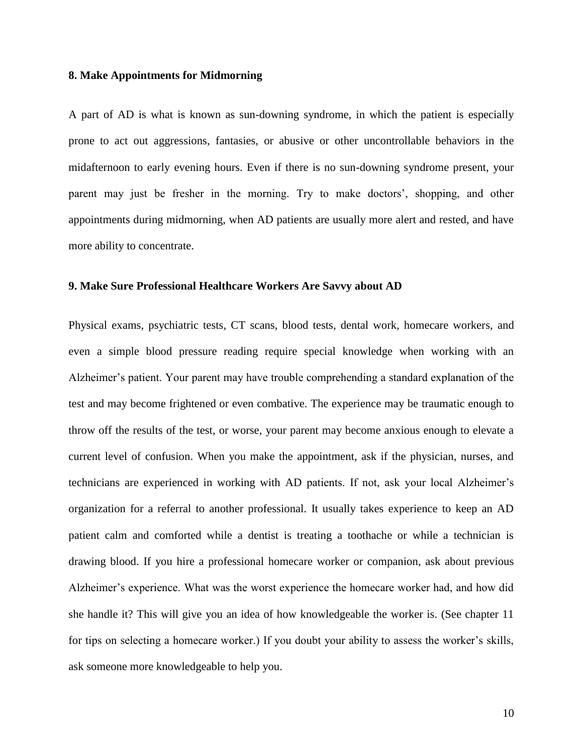**8. Make Appointments for Midmorning**

A part of AD is what is known as sun-downing syndrome, in which the patient is especially prone to act out aggressions, fantasies, or abusive or other uncontrollable behaviors in the midafternoon to early evening hours. Even if there is no sun-downing syndrome present, your parent may just be fresher in the morning. Try to make doctors', shopping, and other appointments during midmorning, when AD patients are usually more alert and rested, and have more ability to concentrate.

**9. Make Sure Professional Healthcare Workers Are Savvy about AD**

Physical exams, psychiatric tests, CT scans, blood tests, dental work, homecare workers, and even a simple blood pressure reading require special knowledge when working with an Alzheimer's patient. Your parent may have trouble comprehending a standard explanation of the test and may become frightened or even combative. The experience may be traumatic enough to throw off the results of the test, or worse, your parent may become anxious enough to elevate a current level of confusion. When you make the appointment, ask if the physician, nurses, and technicians are experienced in working with AD patients. If not, ask your local Alzheimer's organization for a referral to another professional. It usually takes experience to keep an AD patient calm and comforted while a dentist is treating a toothache or while a technician is drawing blood. If you hire a professional homecare worker or companion, ask about previous Alzheimer's experience. What was the worst experience the homecare worker had, and how did she handle it? This will give you an idea of how knowledgeable the worker is. (See chapter 11 for tips on selecting a homecare worker.) If you doubt your ability to assess the worker's skills, ask someone more knowledgeable to help you.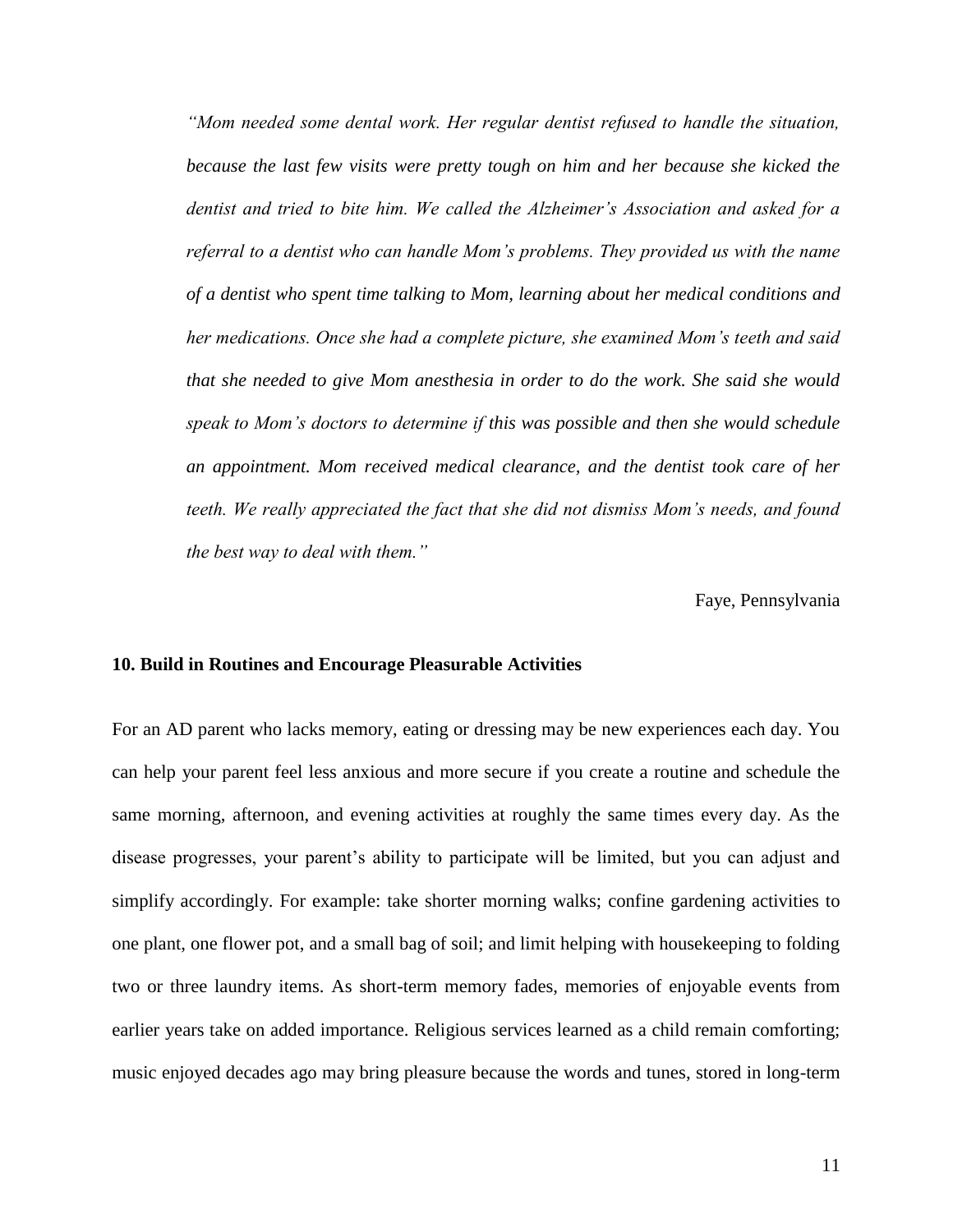*"Mom needed some dental work. Her regular dentist refused to handle the situation, because the last few visits were pretty tough on him and her because she kicked the dentist and tried to bite him. We called the Alzheimer's Association and asked for a referral to a dentist who can handle Mom's problems. They provided us with the name of a dentist who spent time talking to Mom, learning about her medical conditions and her medications. Once she had a complete picture, she examined Mom's teeth and said that she needed to give Mom anesthesia in order to do the work. She said she would speak to Mom's doctors to determine if this was possible and then she would schedule an appointment. Mom received medical clearance, and the dentist took care of her teeth. We really appreciated the fact that she did not dismiss Mom's needs, and found the best way to deal with them."*

Faye, Pennsylvania

**10. Build in Routines and Encourage Pleasurable Activities**

For an AD parent who lacks memory, eating or dressing may be new experiences each day. You can help your parent feel less anxious and more secure if you create a routine and schedule the same morning, afternoon, and evening activities at roughly the same times every day. As the disease progresses, your parent's ability to participate will be limited, but you can adjust and simplify accordingly. For example: take shorter morning walks; confine gardening activities to one plant, one flower pot, and a small bag of soil; and limit helping with housekeeping to folding two or three laundry items. As short-term memory fades, memories of enjoyable events from earlier years take on added importance. Religious services learned as a child remain comforting; music enjoyed decades ago may bring pleasure because the words and tunes, stored in long-term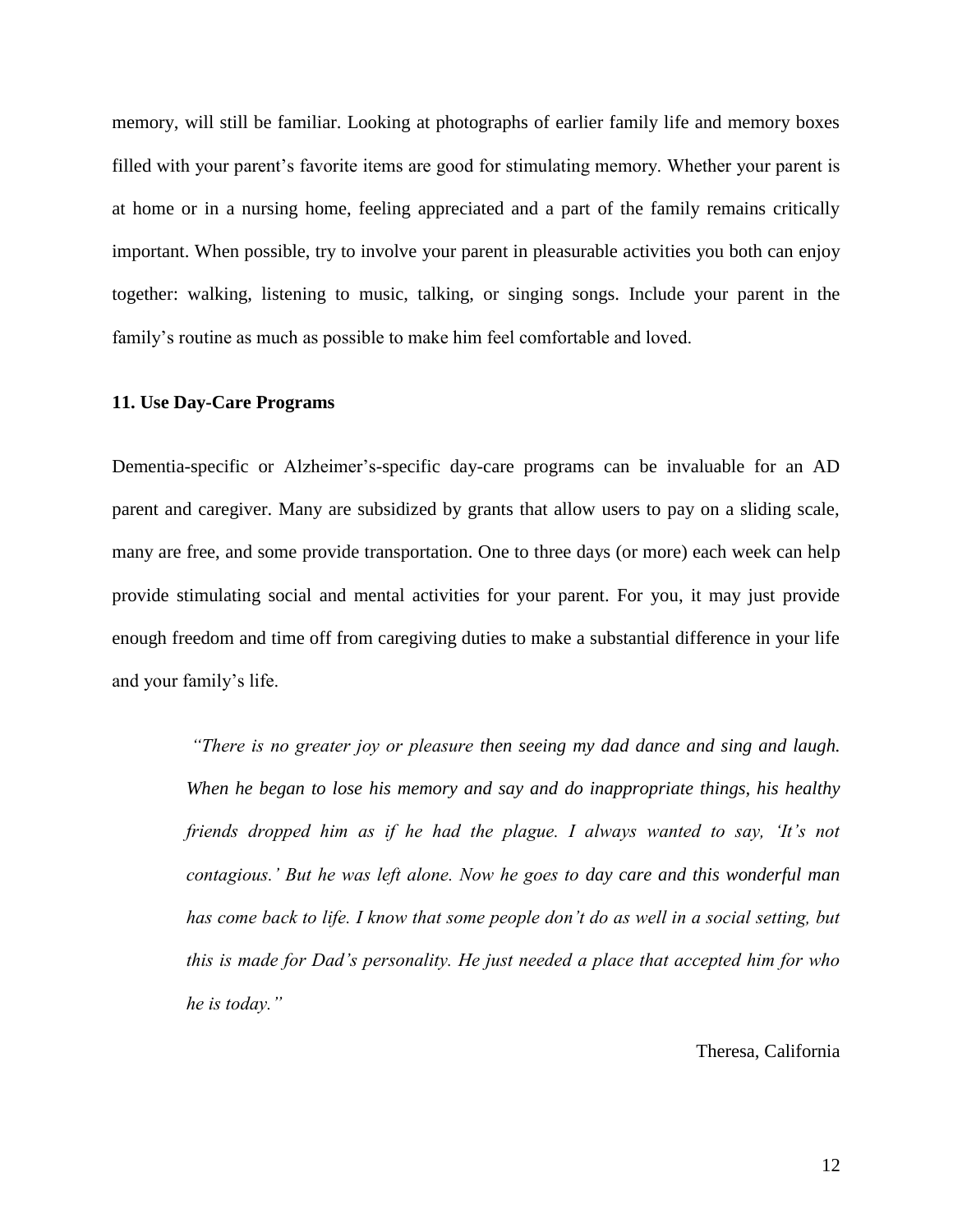memory, will still be familiar. Looking at photographs of earlier family life and memory boxes filled with your parent's favorite items are good for stimulating memory. Whether your parent is at home or in a nursing home, feeling appreciated and a part of the family remains critically important. When possible, try to involve your parent in pleasurable activities you both can enjoy together: walking, listening to music, talking, or singing songs. Include your parent in the family's routine as much as possible to make him feel comfortable and loved.

### 11. Use Day-Care Programs

Dementia-specific or Alzheimer's-specific day-care programs can be invaluable for an AD parent and caregiver. Many are subsidized by grants that allow users to pay on a sliding scale, many are free, and some provide transportation. One to three days (or more) each week can help provide stimulating social and mental activities for your parent. For you, it may just provide enough freedom and time off from caregiving duties to make a substantial difference in your life and your family's life.

> *"There is no greater joy or pleasure then seeing my dad dance and sing and laugh. When he began to lose his memory and say and do inappropriate things, his healthy friends dropped him as if he had the plague. I always wanted to say, 'It's not contagious.' But he was left alone. Now he goes to day care and this wonderful man has come back to life. I know that some people don't do as well in a social setting, but this is made for Dad's personality. He just needed a place that accepted him for who he is today."*
>
> Theresa, California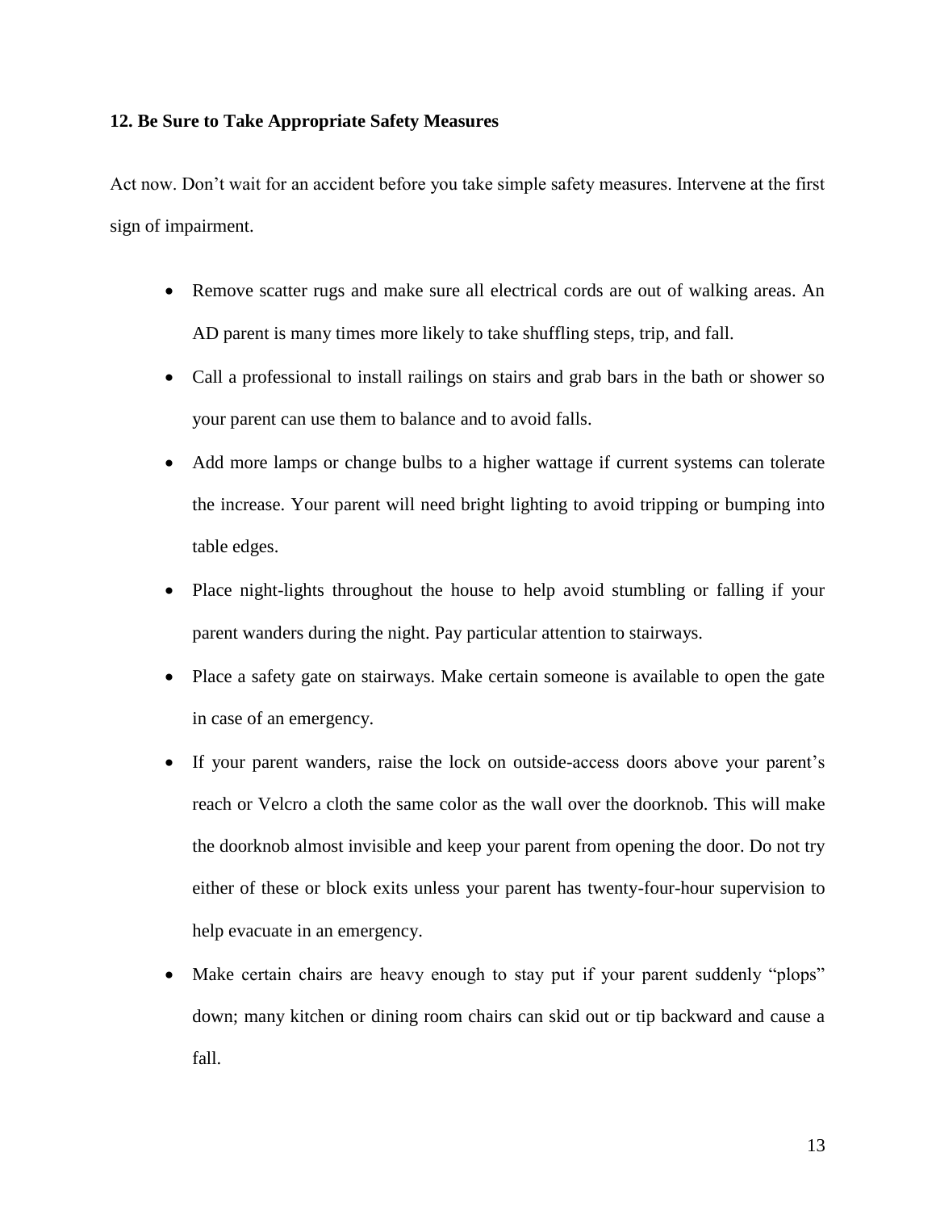**12. Be Sure to Take Appropriate Safety Measures**

Act now. Don’t wait for an accident before you take simple safety measures. Intervene at the first sign of impairment.

- Remove scatter rugs and make sure all electrical cords are out of walking areas. An AD parent is many times more likely to take shuffling steps, trip, and fall.
- Call a professional to install railings on stairs and grab bars in the bath or shower so your parent can use them to balance and to avoid falls.
- Add more lamps or change bulbs to a higher wattage if current systems can tolerate the increase. Your parent will need bright lighting to avoid tripping or bumping into table edges.
- Place night-lights throughout the house to help avoid stumbling or falling if your parent wanders during the night. Pay particular attention to stairways.
- Place a safety gate on stairways. Make certain someone is available to open the gate in case of an emergency.
- If your parent wanders, raise the lock on outside-access doors above your parent’s reach or Velcro a cloth the same color as the wall over the doorknob. This will make the doorknob almost invisible and keep your parent from opening the door. Do not try either of these or block exits unless your parent has twenty-four-hour supervision to help evacuate in an emergency.
- Make certain chairs are heavy enough to stay put if your parent suddenly “plops” down; many kitchen or dining room chairs can skid out or tip backward and cause a fall.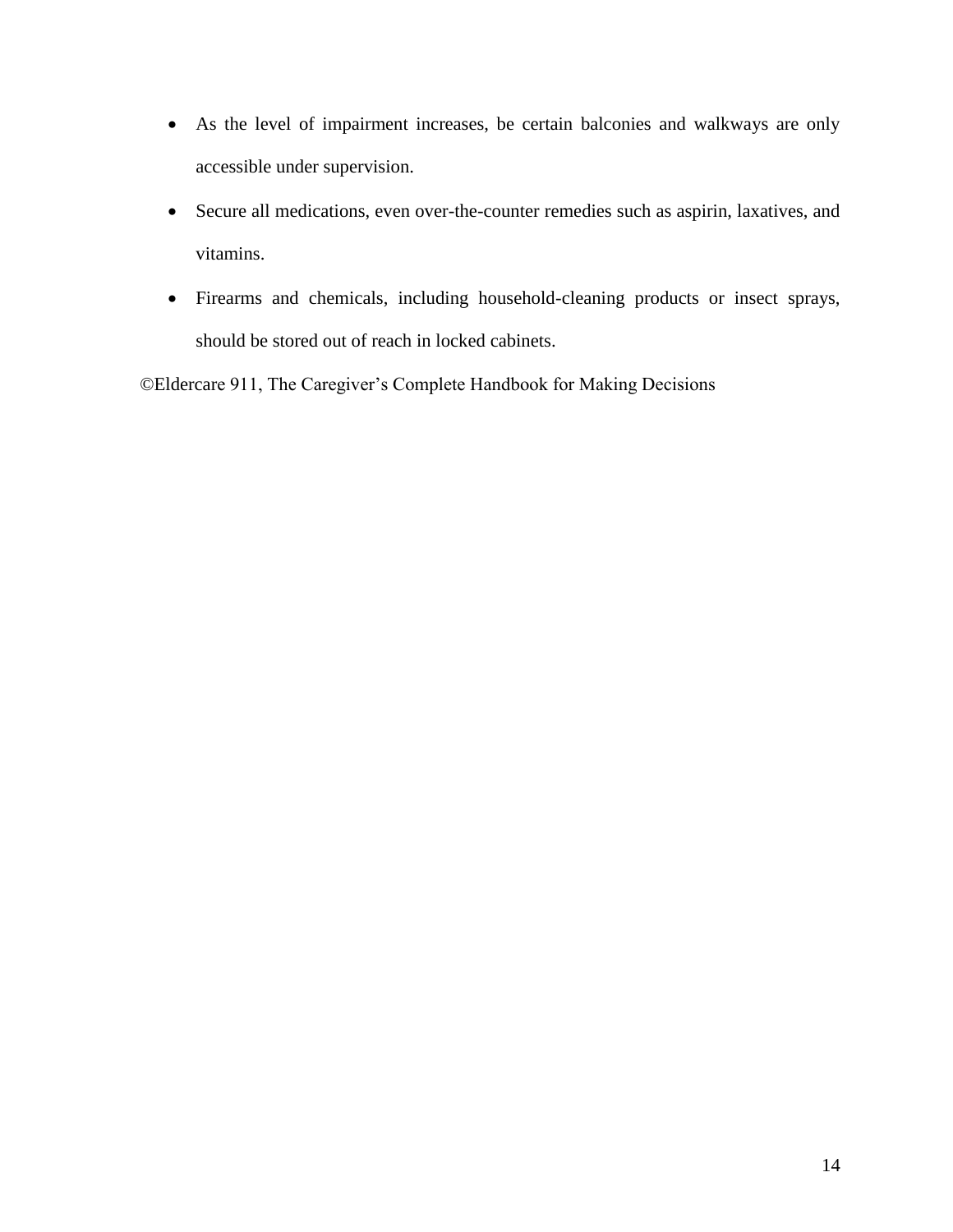- As the level of impairment increases, be certain balconies and walkways are only accessible under supervision.
- Secure all medications, even over-the-counter remedies such as aspirin, laxatives, and vitamins.
- Firearms and chemicals, including household-cleaning products or insect sprays, should be stored out of reach in locked cabinets.

©Eldercare 911, The Caregiver's Complete Handbook for Making Decisions